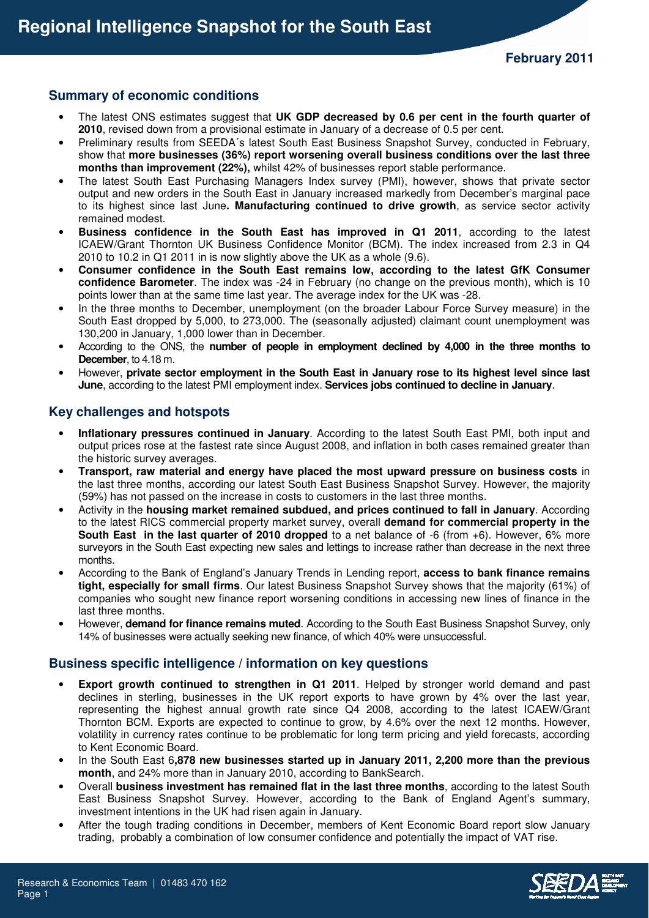# Regional Intelligence Snapshot for the South East

**February 2011**

## Summary of economic conditions

- The latest ONS estimates suggest that **UK GDP decreased by 0.6 per cent in the fourth quarter of 2010**, revised down from a provisional estimate in January of a decrease of 0.5 per cent.
- Preliminary results from SEEDA´s latest South East Business Snapshot Survey, conducted in February, show that **more businesses (36%) report worsening overall business conditions over the last three months than improvement (22%),** whilst 42% of businesses report stable performance.
- The latest South East Purchasing Managers Index survey (PMI), however, shows that private sector output and new orders in the South East in January increased markedly from December's marginal pace to its highest since last June**. Manufacturing continued to drive growth**, as service sector activity remained modest.
- **Business confidence in the South East has improved in Q1 2011**, according to the latest ICAEW/Grant Thornton UK Business Confidence Monitor (BCM). The index increased from 2.3 in Q4 2010 to 10.2 in Q1 2011 in is now slightly above the UK as a whole (9.6).
- **Consumer confidence in the South East remains low, according to the latest GfK Consumer confidence Barometer**. The index was -24 in February (no change on the previous month), which is 10 points lower than at the same time last year. The average index for the UK was -28.
- In the three months to December, unemployment (on the broader Labour Force Survey measure) in the South East dropped by 5,000, to 273,000. The (seasonally adjusted) claimant count unemployment was 130,200 in January, 1,000 lower than in December.
- According to the ONS, the **number of people in employment declined by 4,000 in the three months to December**, to 4.18 m.
- However, **private sector employment in the South East in January rose to its highest level since last June**, according to the latest PMI employment index. **Services jobs continued to decline in January**.

## Key challenges and hotspots

- **Inflationary pressures continued in January**. According to the latest South East PMI, both input and output prices rose at the fastest rate since August 2008, and inflation in both cases remained greater than the historic survey averages.
- **Transport, raw material and energy have placed the most upward pressure on business costs** in the last three months, according our latest South East Business Snapshot Survey. However, the majority (59%) has not passed on the increase in costs to customers in the last three months.
- Activity in the **housing market remained subdued, and prices continued to fall in January**. According to the latest RICS commercial property market survey, overall **demand for commercial property in the South East in the last quarter of 2010 dropped** to a net balance of -6 (from +6). However, 6% more surveyors in the South East expecting new sales and lettings to increase rather than decrease in the next three months.
- According to the Bank of England's January Trends in Lending report, **access to bank finance remains tight, especially for small firms**. Our latest Business Snapshot Survey shows that the majority (61%) of companies who sought new finance report worsening conditions in accessing new lines of finance in the last three months.
- However, **demand for finance remains muted**. According to the South East Business Snapshot Survey, only 14% of businesses were actually seeking new finance, of which 40% were unsuccessful.

## Business specific intelligence / information on key questions

- **Export growth continued to strengthen in Q1 2011**. Helped by stronger world demand and past declines in sterling, businesses in the UK report exports to have grown by 4% over the last year, representing the highest annual growth rate since Q4 2008, according to the latest ICAEW/Grant Thornton BCM. Exports are expected to continue to grow, by 4.6% over the next 12 months. However, volatility in currency rates continue to be problematic for long term pricing and yield forecasts, according to Kent Economic Board.
- In the South East 6**,878 new businesses started up in January 2011, 2,200 more than the previous month**, and 24% more than in January 2010, according to BankSearch.
- Overall **business investment has remained flat in the last three months**, according to the latest South East Business Snapshot Survey. However, according to the Bank of England Agent's summary, investment intentions in the UK had risen again in January.
- After the tough trading conditions in December, members of Kent Economic Board report slow January trading, probably a combination of low consumer confidence and potentially the impact of VAT rise.

Research & Economics Team | 01483 470 162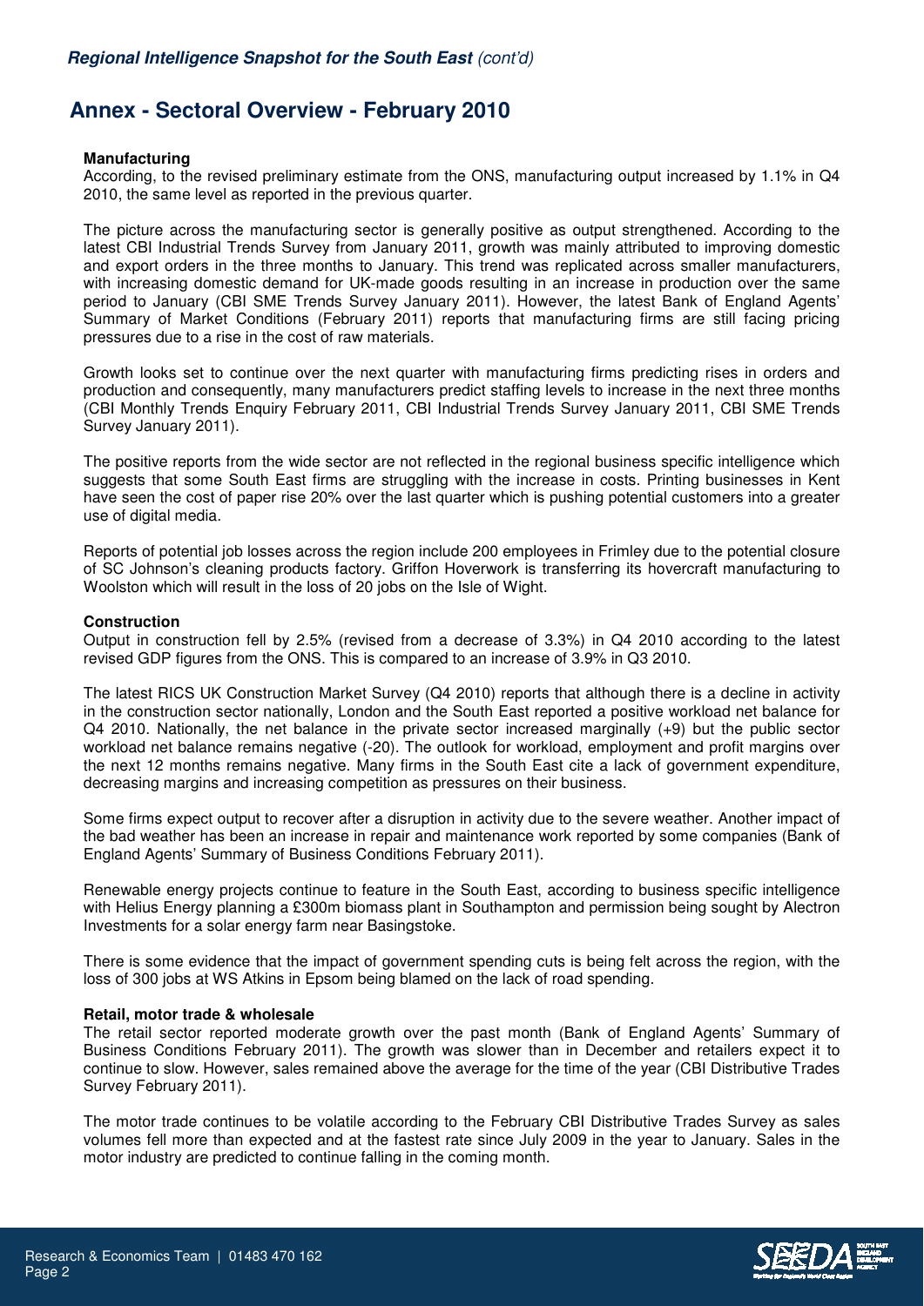## Annex - Sectoral Overview - February 2010

**Manufacturing**

According, to the revised preliminary estimate from the ONS, manufacturing output increased by 1.1% in Q4 2010, the same level as reported in the previous quarter.

The picture across the manufacturing sector is generally positive as output strengthened. According to the latest CBI Industrial Trends Survey from January 2011, growth was mainly attributed to improving domestic and export orders in the three months to January. This trend was replicated across smaller manufacturers, with increasing domestic demand for UK-made goods resulting in an increase in production over the same period to January (CBI SME Trends Survey January 2011). However, the latest Bank of England Agents' Summary of Market Conditions (February 2011) reports that manufacturing firms are still facing pricing pressures due to a rise in the cost of raw materials.

Growth looks set to continue over the next quarter with manufacturing firms predicting rises in orders and production and consequently, many manufacturers predict staffing levels to increase in the next three months (CBI Monthly Trends Enquiry February 2011, CBI Industrial Trends Survey January 2011, CBI SME Trends Survey January 2011).

The positive reports from the wide sector are not reflected in the regional business specific intelligence which suggests that some South East firms are struggling with the increase in costs. Printing businesses in Kent have seen the cost of paper rise 20% over the last quarter which is pushing potential customers into a greater use of digital media.

Reports of potential job losses across the region include 200 employees in Frimley due to the potential closure of SC Johnson's cleaning products factory. Griffon Hoverwork is transferring its hovercraft manufacturing to Woolston which will result in the loss of 20 jobs on the Isle of Wight.

**Construction**

Output in construction fell by 2.5% (revised from a decrease of 3.3%) in Q4 2010 according to the latest revised GDP figures from the ONS. This is compared to an increase of 3.9% in Q3 2010.

The latest RICS UK Construction Market Survey (Q4 2010) reports that although there is a decline in activity in the construction sector nationally, London and the South East reported a positive workload net balance for Q4 2010. Nationally, the net balance in the private sector increased marginally (+9) but the public sector workload net balance remains negative (-20). The outlook for workload, employment and profit margins over the next 12 months remains negative. Many firms in the South East cite a lack of government expenditure, decreasing margins and increasing competition as pressures on their business.

Some firms expect output to recover after a disruption in activity due to the severe weather. Another impact of the bad weather has been an increase in repair and maintenance work reported by some companies (Bank of England Agents' Summary of Business Conditions February 2011).

Renewable energy projects continue to feature in the South East, according to business specific intelligence with Helius Energy planning a £300m biomass plant in Southampton and permission being sought by Alectron Investments for a solar energy farm near Basingstoke.

There is some evidence that the impact of government spending cuts is being felt across the region, with the loss of 300 jobs at WS Atkins in Epsom being blamed on the lack of road spending.

**Retail, motor trade & wholesale**

The retail sector reported moderate growth over the past month (Bank of England Agents' Summary of Business Conditions February 2011). The growth was slower than in December and retailers expect it to continue to slow. However, sales remained above the average for the time of the year (CBI Distributive Trades Survey February 2011).

The motor trade continues to be volatile according to the February CBI Distributive Trades Survey as sales volumes fell more than expected and at the fastest rate since July 2009 in the year to January. Sales in the motor industry are predicted to continue falling in the coming month.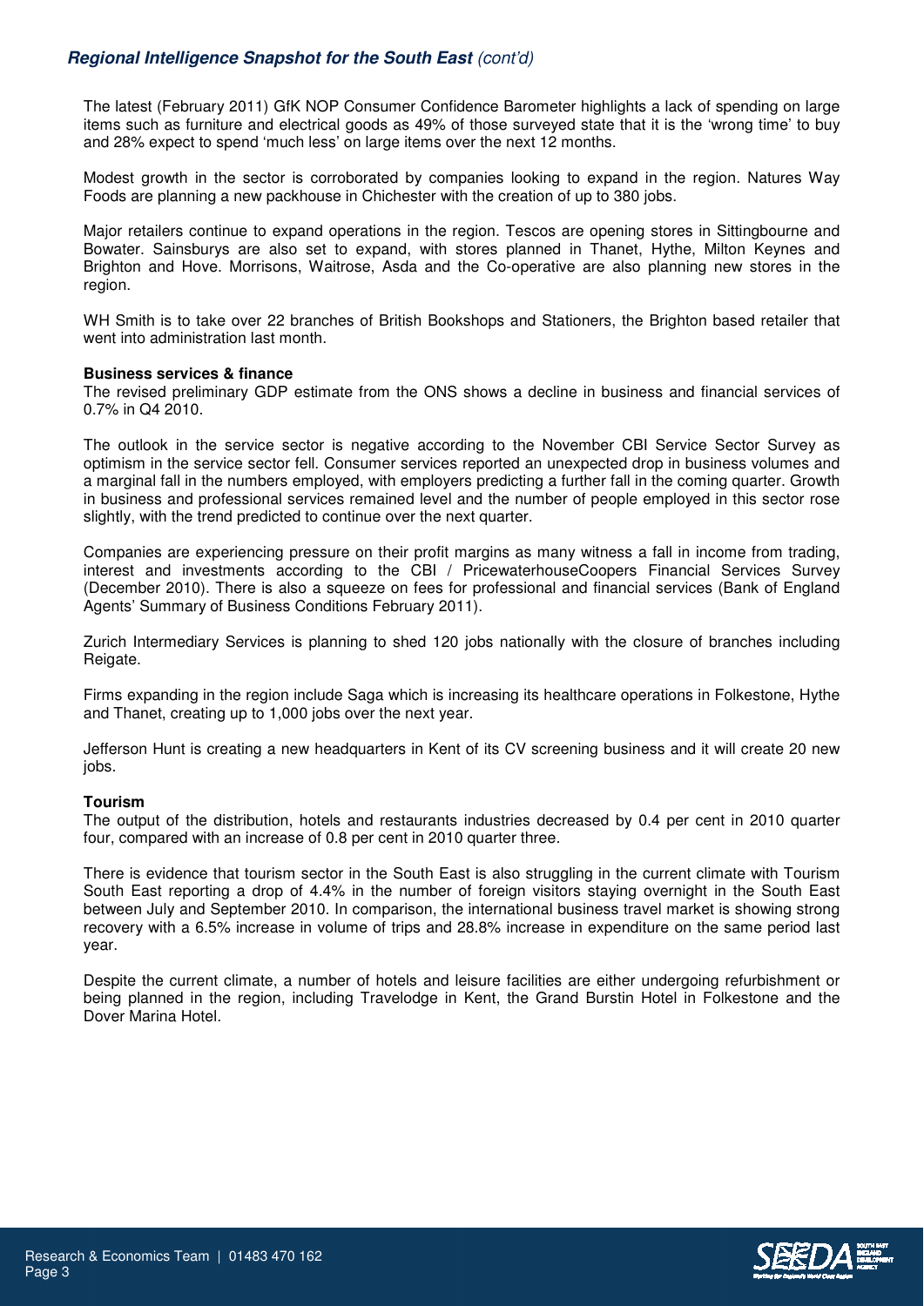The latest (February 2011) GfK NOP Consumer Confidence Barometer highlights a lack of spending on large items such as furniture and electrical goods as 49% of those surveyed state that it is the 'wrong time' to buy and 28% expect to spend 'much less' on large items over the next 12 months.

Modest growth in the sector is corroborated by companies looking to expand in the region. Natures Way Foods are planning a new packhouse in Chichester with the creation of up to 380 jobs.

Major retailers continue to expand operations in the region. Tescos are opening stores in Sittingbourne and Bowater. Sainsburys are also set to expand, with stores planned in Thanet, Hythe, Milton Keynes and Brighton and Hove. Morrisons, Waitrose, Asda and the Co-operative are also planning new stores in the region.

WH Smith is to take over 22 branches of British Bookshops and Stationers, the Brighton based retailer that went into administration last month.

**Business services & finance**

The revised preliminary GDP estimate from the ONS shows a decline in business and financial services of 0.7% in Q4 2010.

The outlook in the service sector is negative according to the November CBI Service Sector Survey as optimism in the service sector fell. Consumer services reported an unexpected drop in business volumes and a marginal fall in the numbers employed, with employers predicting a further fall in the coming quarter. Growth in business and professional services remained level and the number of people employed in this sector rose slightly, with the trend predicted to continue over the next quarter.

Companies are experiencing pressure on their profit margins as many witness a fall in income from trading, interest and investments according to the CBI / PricewaterhouseCoopers Financial Services Survey (December 2010). There is also a squeeze on fees for professional and financial services (Bank of England Agents' Summary of Business Conditions February 2011).

Zurich Intermediary Services is planning to shed 120 jobs nationally with the closure of branches including Reigate.

Firms expanding in the region include Saga which is increasing its healthcare operations in Folkestone, Hythe and Thanet, creating up to 1,000 jobs over the next year.

Jefferson Hunt is creating a new headquarters in Kent of its CV screening business and it will create 20 new jobs.

**Tourism**

The output of the distribution, hotels and restaurants industries decreased by 0.4 per cent in 2010 quarter four, compared with an increase of 0.8 per cent in 2010 quarter three.

There is evidence that tourism sector in the South East is also struggling in the current climate with Tourism South East reporting a drop of 4.4% in the number of foreign visitors staying overnight in the South East between July and September 2010. In comparison, the international business travel market is showing strong recovery with a 6.5% increase in volume of trips and 28.8% increase in expenditure on the same period last year.

Despite the current climate, a number of hotels and leisure facilities are either undergoing refurbishment or being planned in the region, including Travelodge in Kent, the Grand Burstin Hotel in Folkestone and the Dover Marina Hotel.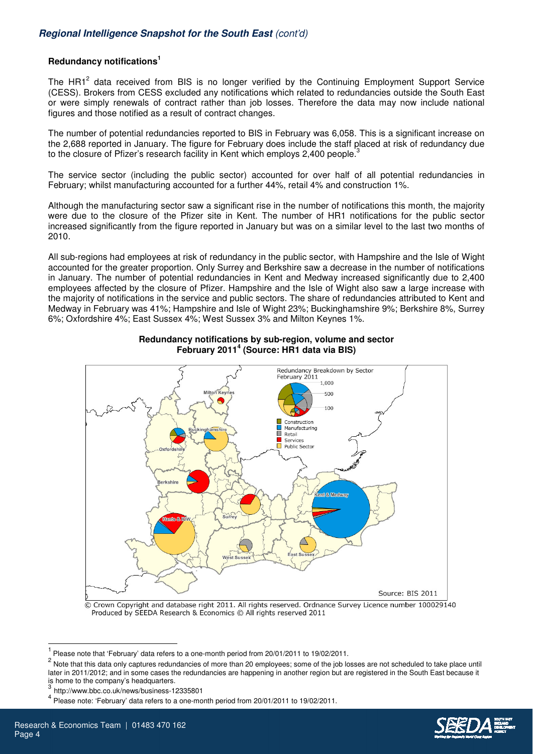# *Regional Intelligence Snapshot for the South East (cont'd)*

**Redundancy notifications**[1]

The HR1[2] data received from BIS is no longer verified by the Continuing Employment Support Service (CESS). Brokers from CESS excluded any notifications which related to redundancies outside the South East or were simply renewals of contract rather than job losses. Therefore the data may now include national figures and those notified as a result of contract changes.

The number of potential redundancies reported to BIS in February was 6,058. This is a significant increase on the 2,688 reported in January. The figure for February does include the staff placed at risk of redundancy due to the closure of Pfizer's research facility in Kent which employs 2,400 people.[3]

The service sector (including the public sector) accounted for over half of all potential redundancies in February; whilst manufacturing accounted for a further 44%, retail 4% and construction 1%.

Although the manufacturing sector saw a significant rise in the number of notifications this month, the majority were due to the closure of the Pfizer site in Kent. The number of HR1 notifications for the public sector increased significantly from the figure reported in January but was on a similar level to the last two months of 2010.

All sub-regions had employees at risk of redundancy in the public sector, with Hampshire and the Isle of Wight accounted for the greater proportion. Only Surrey and Berkshire saw a decrease in the number of notifications in January. The number of potential redundancies in Kent and Medway increased significantly due to 2,400 employees affected by the closure of Pfizer. Hampshire and the Isle of Wight also saw a large increase with the majority of notifications in the service and public sectors. The share of redundancies attributed to Kent and Medway in February was 41%; Hampshire and Isle of Wight 23%; Buckinghamshire 9%; Berkshire 8%, Surrey 6%; Oxfordshire 4%; East Sussex 4%; West Sussex 3% and Milton Keynes 1%.

**Redundancy notifications by sub-region, volume and sector February 2011[4] (Source: HR1 data via BIS)**

Redundancy Breakdown by Sector
February 2011
1,000
500
100
Construction
Manufacturing
Retail
Services
Public Sector

Milton Keynes
Buckinghamshire
Oxfordshire
Berkshire
Kent & Medway
Hants & IOW
Surrey
West Sussex
East Sussex

Source: BIS 2011

© Crown Copyright and database right 2011. All rights reserved. Ordnance Survey Licence number 100029140
Produced by SEEDA Research & Economics © All rights reserved 2011

---

[1] Please note that 'February' data refers to a one-month period from 20/01/2011 to 19/02/2011.

[2] Note that this data only captures redundancies of more than 20 employees; some of the job losses are not scheduled to take place until later in 2011/2012; and in some cases the redundancies are happening in another region but are registered in the South East because it is home to the company's headquarters.

[3] http://www.bbc.co.uk/news/business-12335801

[4] Please note: 'February' data refers to a one-month period from 20/01/2011 to 19/02/2011.

Research & Economics Team | 01483 470 162